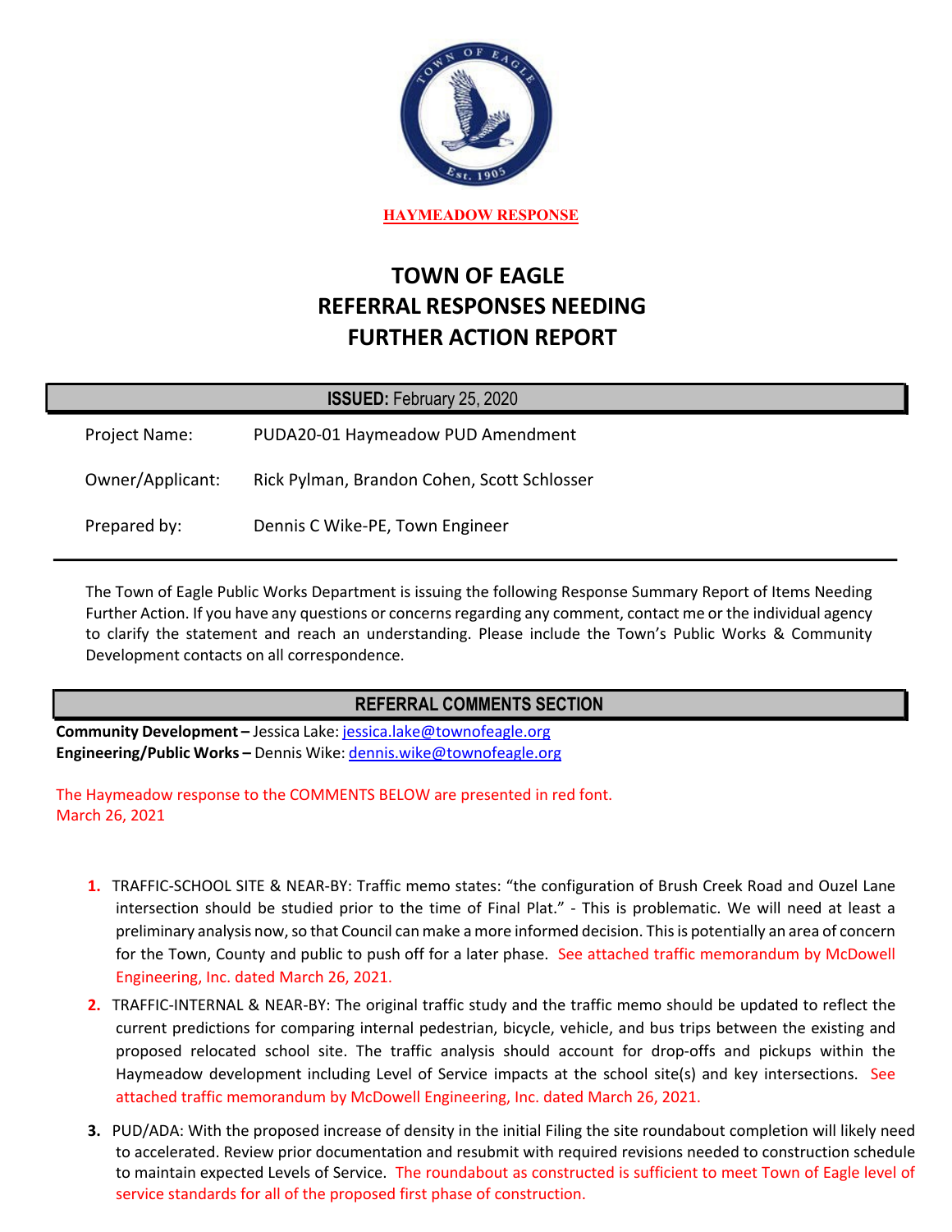**HAYMEADOW RESPONSE**

# TOWN OF EAGLE
# REFERRAL RESPONSES NEEDING FURTHER ACTION REPORT

**ISSUED:** February 25, 2020

| | |
|---|---|
| Project Name: | PUDA20-01 Haymeadow PUD Amendment |
| Owner/Applicant: | Rick Pylman, Brandon Cohen, Scott Schlosser |
| Prepared by: | Dennis C Wike-PE, Town Engineer |

The Town of Eagle Public Works Department is issuing the following Response Summary Report of Items Needing Further Action. If you have any questions or concerns regarding any comment, contact me or the individual agency to clarify the statement and reach an understanding. Please include the Town's Public Works & Community Development contacts on all correspondence.

## REFERRAL COMMENTS SECTION

**Community Development –** Jessica Lake: jessica.lake@townofeagle.org
**Engineering/Public Works –** Dennis Wike: dennis.wike@townofeagle.org

The Haymeadow response to the COMMENTS BELOW are presented in red font.
March 26, 2021

1. TRAFFIC-SCHOOL SITE & NEAR-BY: Traffic memo states: "the configuration of Brush Creek Road and Ouzel Lane intersection should be studied prior to the time of Final Plat." - This is problematic. We will need at least a preliminary analysis now, so that Council can make a more informed decision. This is potentially an area of concern for the Town, County and public to push off for a later phase. See attached traffic memorandum by McDowell Engineering, Inc. dated March 26, 2021.
2. TRAFFIC-INTERNAL & NEAR-BY: The original traffic study and the traffic memo should be updated to reflect the current predictions for comparing internal pedestrian, bicycle, vehicle, and bus trips between the existing and proposed relocated school site. The traffic analysis should account for drop-offs and pickups within the Haymeadow development including Level of Service impacts at the school site(s) and key intersections. See attached traffic memorandum by McDowell Engineering, Inc. dated March 26, 2021.
3. PUD/ADA: With the proposed increase of density in the initial Filing the site roundabout completion will likely need to accelerated. Review prior documentation and resubmit with required revisions needed to construction schedule to maintain expected Levels of Service. The roundabout as constructed is sufficient to meet Town of Eagle level of service standards for all of the proposed first phase of construction.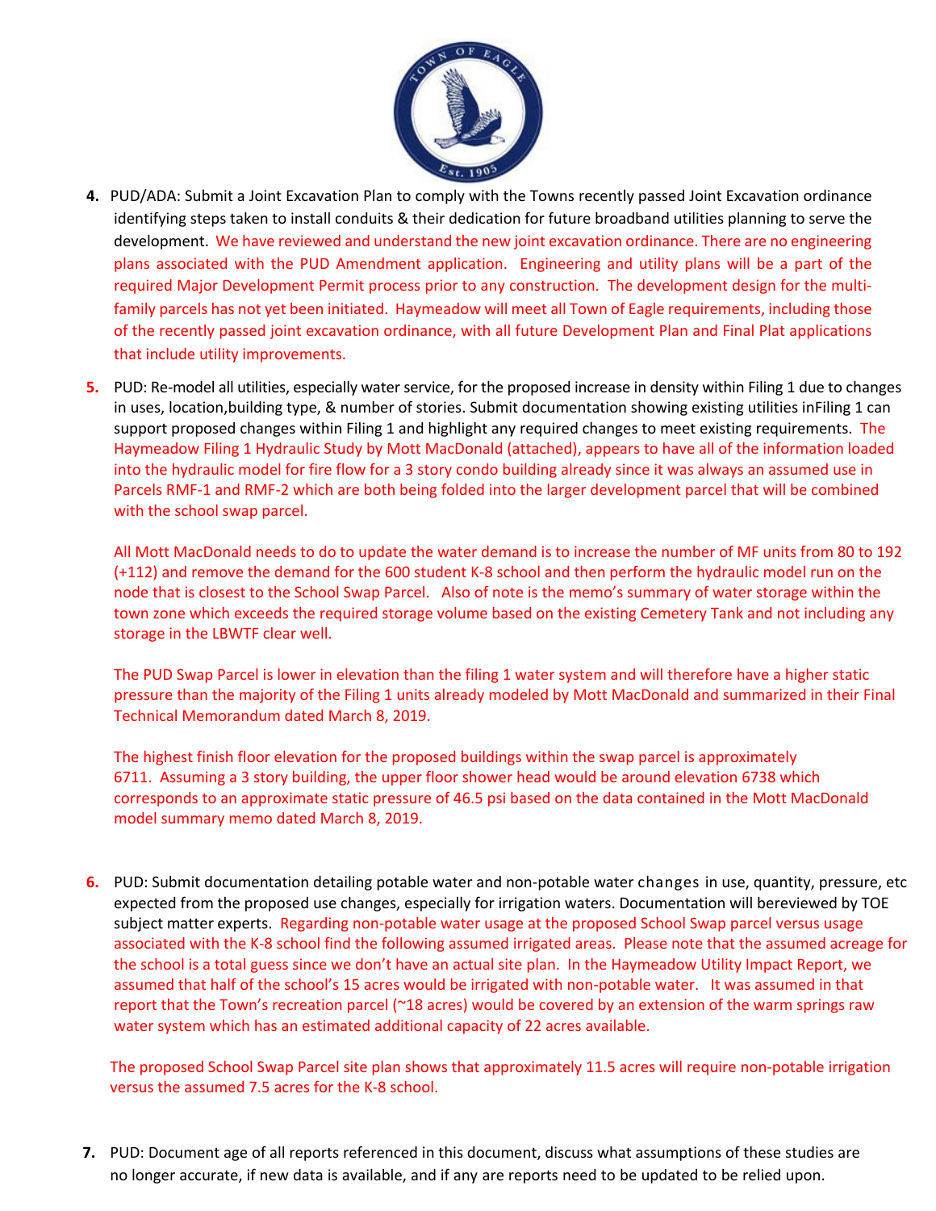4. PUD/ADA: Submit a Joint Excavation Plan to comply with the Towns recently passed Joint Excavation ordinance identifying steps taken to install conduits & their dedication for future broadband utilities planning to serve the development. We have reviewed and understand the new joint excavation ordinance. There are no engineering plans associated with the PUD Amendment application. Engineering and utility plans will be a part of the required Major Development Permit process prior to any construction. The development design for the multi-family parcels has not yet been initiated. Haymeadow will meet all Town of Eagle requirements, including those of the recently passed joint excavation ordinance, with all future Development Plan and Final Plat applications that include utility improvements.

5. PUD: Re-model all utilities, especially water service, for the proposed increase in density within Filing 1 due to changes in uses, location,building type, & number of stories. Submit documentation showing existing utilities inFiling 1 can support proposed changes within Filing 1 and highlight any required changes to meet existing requirements. The Haymeadow Filing 1 Hydraulic Study by Mott MacDonald (attached), appears to have all of the information loaded into the hydraulic model for fire flow for a 3 story condo building already since it was always an assumed use in Parcels RMF-1 and RMF-2 which are both being folded into the larger development parcel that will be combined with the school swap parcel.

   All Mott MacDonald needs to do to update the water demand is to increase the number of MF units from 80 to 192 (+112) and remove the demand for the 600 student K-8 school and then perform the hydraulic model run on the node that is closest to the School Swap Parcel. Also of note is the memo's summary of water storage within the town zone which exceeds the required storage volume based on the existing Cemetery Tank and not including any storage in the LBWTF clear well.

   The PUD Swap Parcel is lower in elevation than the filing 1 water system and will therefore have a higher static pressure than the majority of the Filing 1 units already modeled by Mott MacDonald and summarized in their Final Technical Memorandum dated March 8, 2019.

   The highest finish floor elevation for the proposed buildings within the swap parcel is approximately 6711. Assuming a 3 story building, the upper floor shower head would be around elevation 6738 which corresponds to an approximate static pressure of 46.5 psi based on the data contained in the Mott MacDonald model summary memo dated March 8, 2019.

6. PUD: Submit documentation detailing potable water and non-potable water changes in use, quantity, pressure, etc expected from the proposed use changes, especially for irrigation waters. Documentation will bereviewed by TOE subject matter experts. Regarding non-potable water usage at the proposed School Swap parcel versus usage associated with the K-8 school find the following assumed irrigated areas. Please note that the assumed acreage for the school is a total guess since we don't have an actual site plan. In the Haymeadow Utility Impact Report, we assumed that half of the school's 15 acres would be irrigated with non-potable water. It was assumed in that report that the Town's recreation parcel (~18 acres) would be covered by an extension of the warm springs raw water system which has an estimated additional capacity of 22 acres available.

   The proposed School Swap Parcel site plan shows that approximately 11.5 acres will require non-potable irrigation versus the assumed 7.5 acres for the K-8 school.

7. PUD: Document age of all reports referenced in this document, discuss what assumptions of these studies are no longer accurate, if new data is available, and if any are reports need to be updated to be relied upon.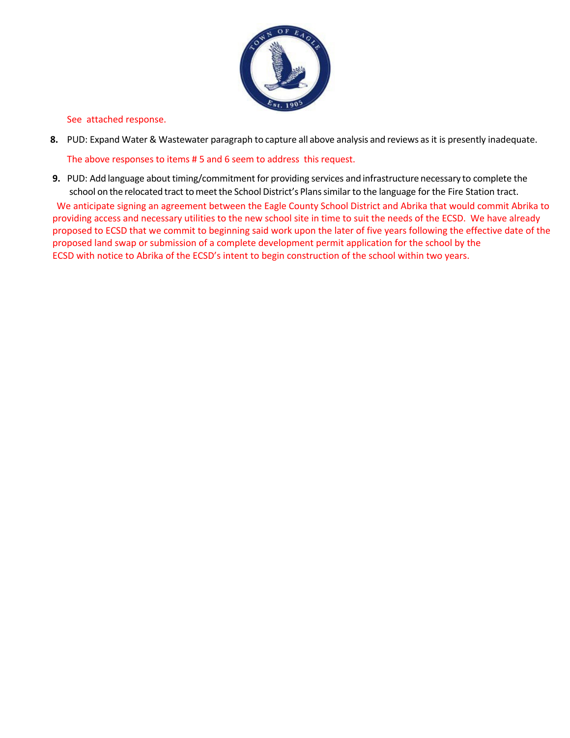See attached response.

8. PUD: Expand Water & Wastewater paragraph to capture all above analysis and reviews as it is presently inadequate.

   The above responses to items # 5 and 6 seem to address this request.

9. PUD: Add language about timing/commitment for providing services and infrastructure necessary to complete the school on the relocated tract to meet the School District's Plans similar to the language for the Fire Station tract.

   We anticipate signing an agreement between the Eagle County School District and Abrika that would commit Abrika to providing access and necessary utilities to the new school site in time to suit the needs of the ECSD. We have already proposed to ECSD that we commit to beginning said work upon the later of five years following the effective date of the proposed land swap or submission of a complete development permit application for the school by the ECSD with notice to Abrika of the ECSD's intent to begin construction of the school within two years.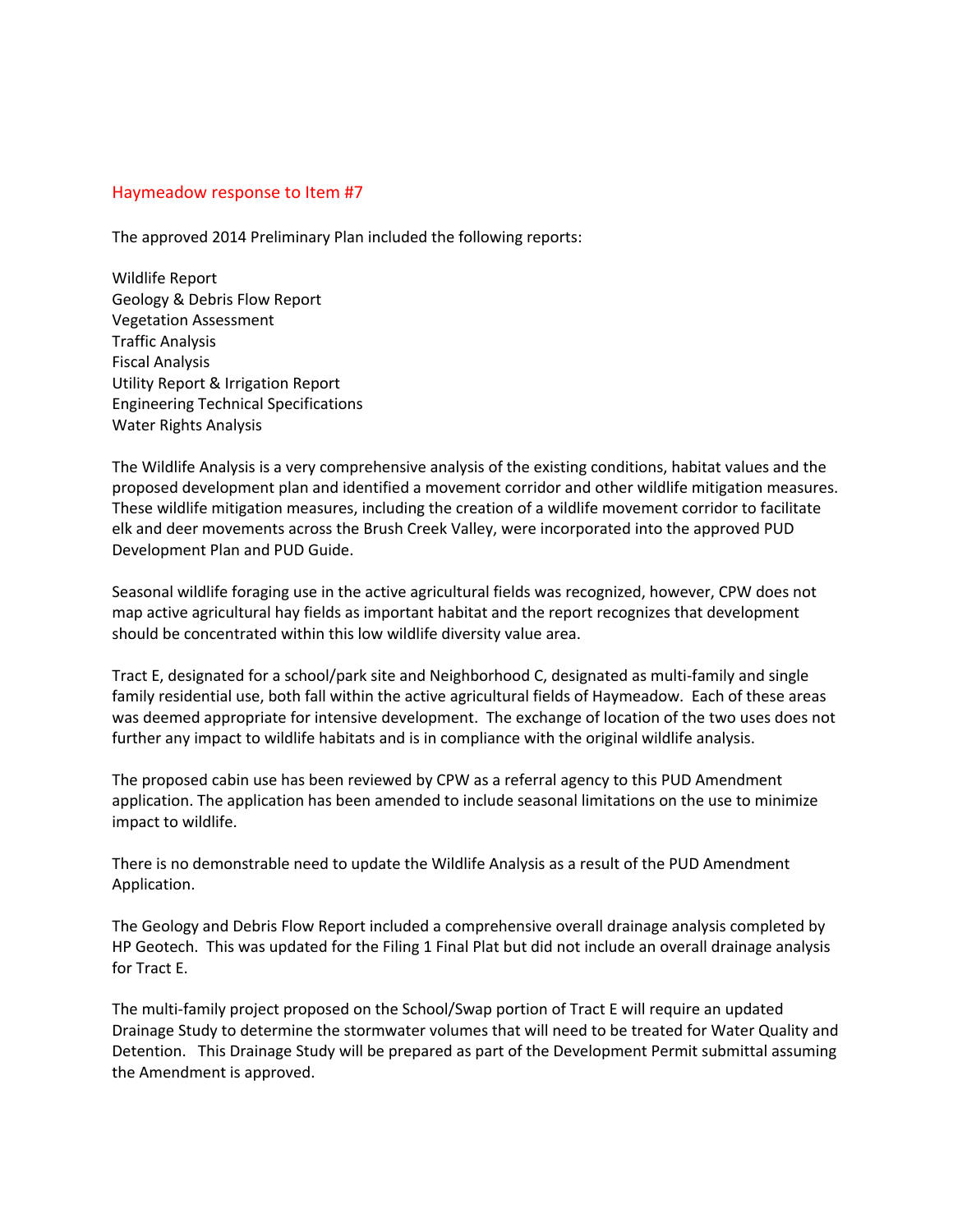## Haymeadow response to Item #7

The approved 2014 Preliminary Plan included the following reports:

Wildlife Report
Geology & Debris Flow Report
Vegetation Assessment
Traffic Analysis
Fiscal Analysis
Utility Report & Irrigation Report
Engineering Technical Specifications
Water Rights Analysis

The Wildlife Analysis is a very comprehensive analysis of the existing conditions, habitat values and the proposed development plan and identified a movement corridor and other wildlife mitigation measures. These wildlife mitigation measures, including the creation of a wildlife movement corridor to facilitate elk and deer movements across the Brush Creek Valley, were incorporated into the approved PUD Development Plan and PUD Guide.

Seasonal wildlife foraging use in the active agricultural fields was recognized, however, CPW does not map active agricultural hay fields as important habitat and the report recognizes that development should be concentrated within this low wildlife diversity value area.

Tract E, designated for a school/park site and Neighborhood C, designated as multi-family and single family residential use, both fall within the active agricultural fields of Haymeadow. Each of these areas was deemed appropriate for intensive development. The exchange of location of the two uses does not further any impact to wildlife habitats and is in compliance with the original wildlife analysis.

The proposed cabin use has been reviewed by CPW as a referral agency to this PUD Amendment application. The application has been amended to include seasonal limitations on the use to minimize impact to wildlife.

There is no demonstrable need to update the Wildlife Analysis as a result of the PUD Amendment Application.

The Geology and Debris Flow Report included a comprehensive overall drainage analysis completed by HP Geotech. This was updated for the Filing 1 Final Plat but did not include an overall drainage analysis for Tract E.

The multi-family project proposed on the School/Swap portion of Tract E will require an updated Drainage Study to determine the stormwater volumes that will need to be treated for Water Quality and Detention. This Drainage Study will be prepared as part of the Development Permit submittal assuming the Amendment is approved.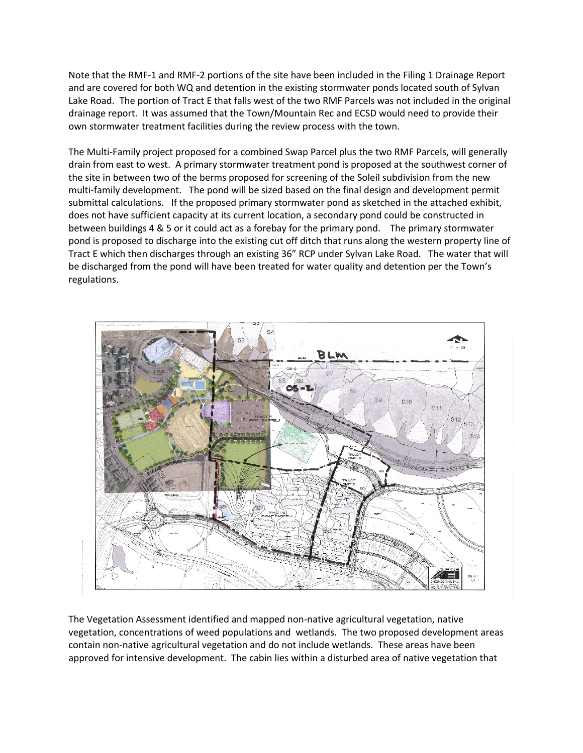Note that the RMF-1 and RMF-2 portions of the site have been included in the Filing 1 Drainage Report and are covered for both WQ and detention in the existing stormwater ponds located south of Sylvan Lake Road. The portion of Tract E that falls west of the two RMF Parcels was not included in the original drainage report. It was assumed that the Town/Mountain Rec and ECSD would need to provide their own stormwater treatment facilities during the review process with the town.

The Multi-Family project proposed for a combined Swap Parcel plus the two RMF Parcels, will generally drain from east to west. A primary stormwater treatment pond is proposed at the southwest corner of the site in between two of the berms proposed for screening of the Soleil subdivision from the new multi-family development. The pond will be sized based on the final design and development permit submittal calculations. If the proposed primary stormwater pond as sketched in the attached exhibit, does not have sufficient capacity at its current location, a secondary pond could be constructed in between buildings 4 & 5 or it could act as a forebay for the primary pond. The primary stormwater pond is proposed to discharge into the existing cut off ditch that runs along the western property line of Tract E which then discharges through an existing 36" RCP under Sylvan Lake Road. The water that will be discharged from the pond will have been treated for water quality and detention per the Town's regulations.

The Vegetation Assessment identified and mapped non-native agricultural vegetation, native vegetation, concentrations of weed populations and wetlands. The two proposed development areas contain non-native agricultural vegetation and do not include wetlands. These areas have been approved for intensive development. The cabin lies within a disturbed area of native vegetation that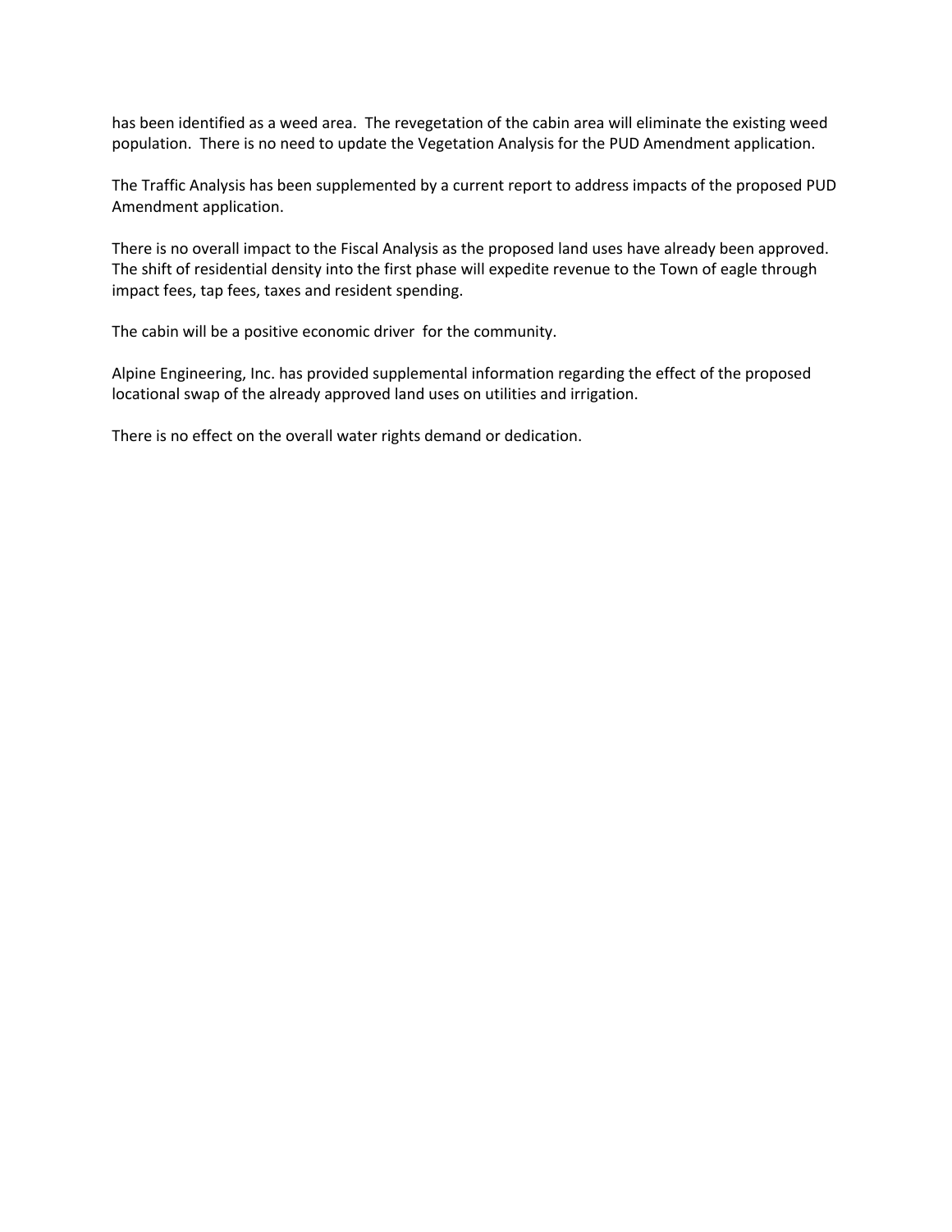has been identified as a weed area. The revegetation of the cabin area will eliminate the existing weed population. There is no need to update the Vegetation Analysis for the PUD Amendment application.

The Traffic Analysis has been supplemented by a current report to address impacts of the proposed PUD Amendment application.

There is no overall impact to the Fiscal Analysis as the proposed land uses have already been approved. The shift of residential density into the first phase will expedite revenue to the Town of eagle through impact fees, tap fees, taxes and resident spending.

The cabin will be a positive economic driver for the community.

Alpine Engineering, Inc. has provided supplemental information regarding the effect of the proposed locational swap of the already approved land uses on utilities and irrigation.

There is no effect on the overall water rights demand or dedication.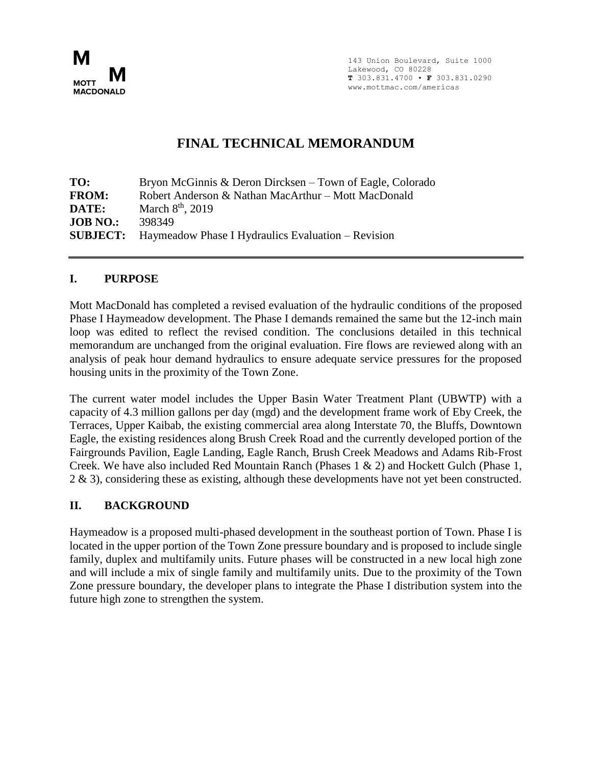MOTT MACDONALD

143 Union Boulevard, Suite 1000
Lakewood, CO 80228
**T** 303.831.4700 • **F** 303.831.0290
www.mottmac.com/americas

# FINAL TECHNICAL MEMORANDUM

**TO:** Bryon McGinnis & Deron Dircksen – Town of Eagle, Colorado
**FROM:** Robert Anderson & Nathan MacArthur – Mott MacDonald
**DATE:** March 8th, 2019
**JOB NO.:** 398349
**SUBJECT:** Haymeadow Phase I Hydraulics Evaluation – Revision

## I. PURPOSE

Mott MacDonald has completed a revised evaluation of the hydraulic conditions of the proposed Phase I Haymeadow development. The Phase I demands remained the same but the 12-inch main loop was edited to reflect the revised condition. The conclusions detailed in this technical memorandum are unchanged from the original evaluation. Fire flows are reviewed along with an analysis of peak hour demand hydraulics to ensure adequate service pressures for the proposed housing units in the proximity of the Town Zone.

The current water model includes the Upper Basin Water Treatment Plant (UBWTP) with a capacity of 4.3 million gallons per day (mgd) and the development frame work of Eby Creek, the Terraces, Upper Kaibab, the existing commercial area along Interstate 70, the Bluffs, Downtown Eagle, the existing residences along Brush Creek Road and the currently developed portion of the Fairgrounds Pavilion, Eagle Landing, Eagle Ranch, Brush Creek Meadows and Adams Rib-Frost Creek. We have also included Red Mountain Ranch (Phases 1 & 2) and Hockett Gulch (Phase 1, 2 & 3), considering these as existing, although these developments have not yet been constructed.

## II. BACKGROUND

Haymeadow is a proposed multi-phased development in the southeast portion of Town. Phase I is located in the upper portion of the Town Zone pressure boundary and is proposed to include single family, duplex and multifamily units. Future phases will be constructed in a new local high zone and will include a mix of single family and multifamily units. Due to the proximity of the Town Zone pressure boundary, the developer plans to integrate the Phase I distribution system into the future high zone to strengthen the system.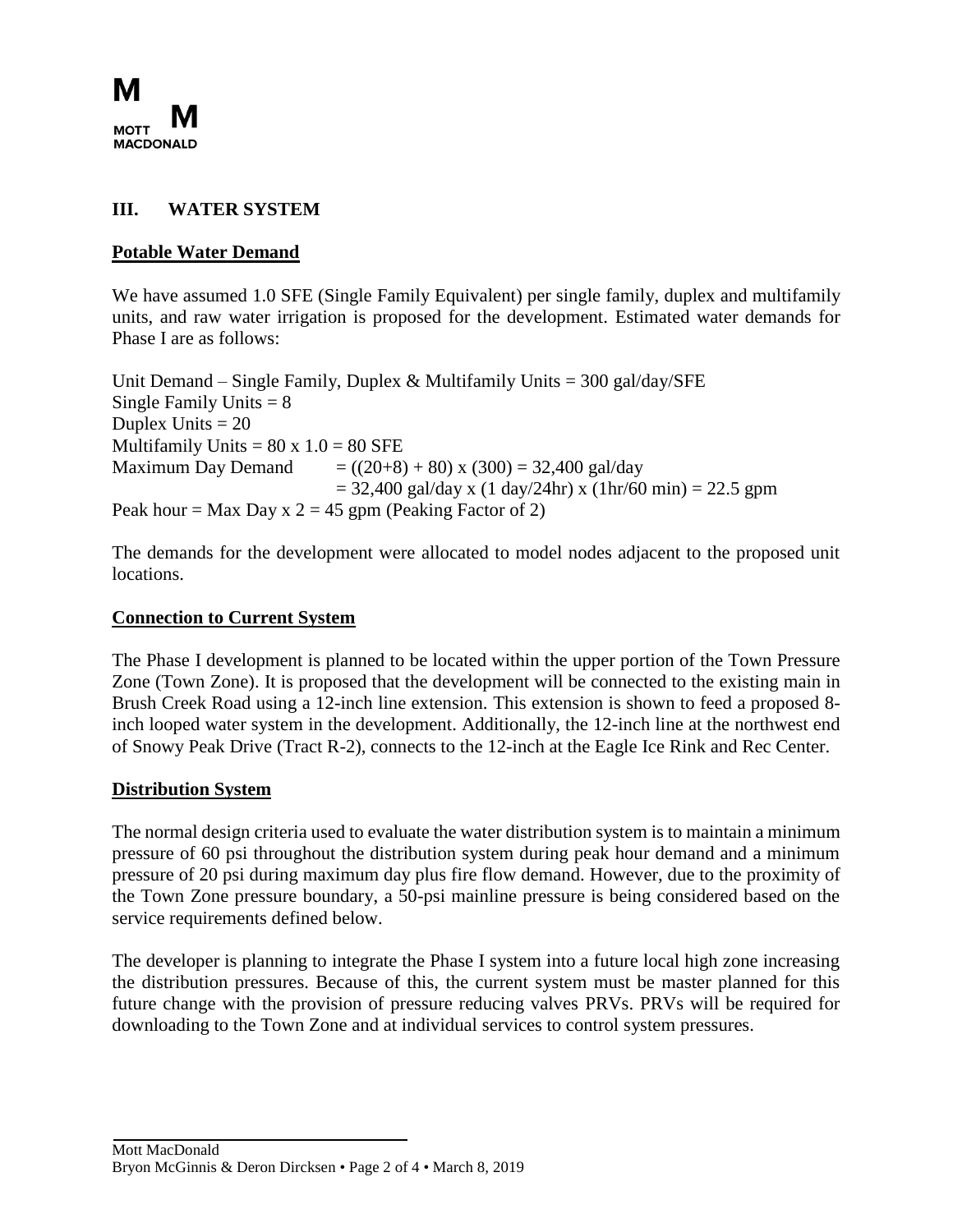## III. WATER SYSTEM

### Potable Water Demand

We have assumed 1.0 SFE (Single Family Equivalent) per single family, duplex and multifamily units, and raw water irrigation is proposed for the development. Estimated water demands for Phase I are as follows:

Unit Demand – Single Family, Duplex & Multifamily Units = 300 gal/day/SFE
Single Family Units = 8
Duplex Units = 20
Multifamily Units = 80 x 1.0 = 80 SFE
Maximum Day Demand = ((20+8) + 80) x (300) = 32,400 gal/day
= 32,400 gal/day x (1 day/24hr) x (1hr/60 min) = 22.5 gpm
Peak hour = Max Day x 2 = 45 gpm (Peaking Factor of 2)

The demands for the development were allocated to model nodes adjacent to the proposed unit locations.

### Connection to Current System

The Phase I development is planned to be located within the upper portion of the Town Pressure Zone (Town Zone). It is proposed that the development will be connected to the existing main in Brush Creek Road using a 12-inch line extension. This extension is shown to feed a proposed 8-inch looped water system in the development. Additionally, the 12-inch line at the northwest end of Snowy Peak Drive (Tract R-2), connects to the 12-inch at the Eagle Ice Rink and Rec Center.

### Distribution System

The normal design criteria used to evaluate the water distribution system is to maintain a minimum pressure of 60 psi throughout the distribution system during peak hour demand and a minimum pressure of 20 psi during maximum day plus fire flow demand. However, due to the proximity of the Town Zone pressure boundary, a 50-psi mainline pressure is being considered based on the service requirements defined below.

The developer is planning to integrate the Phase I system into a future local high zone increasing the distribution pressures. Because of this, the current system must be master planned for this future change with the provision of pressure reducing valves PRVs. PRVs will be required for downloading to the Town Zone and at individual services to control system pressures.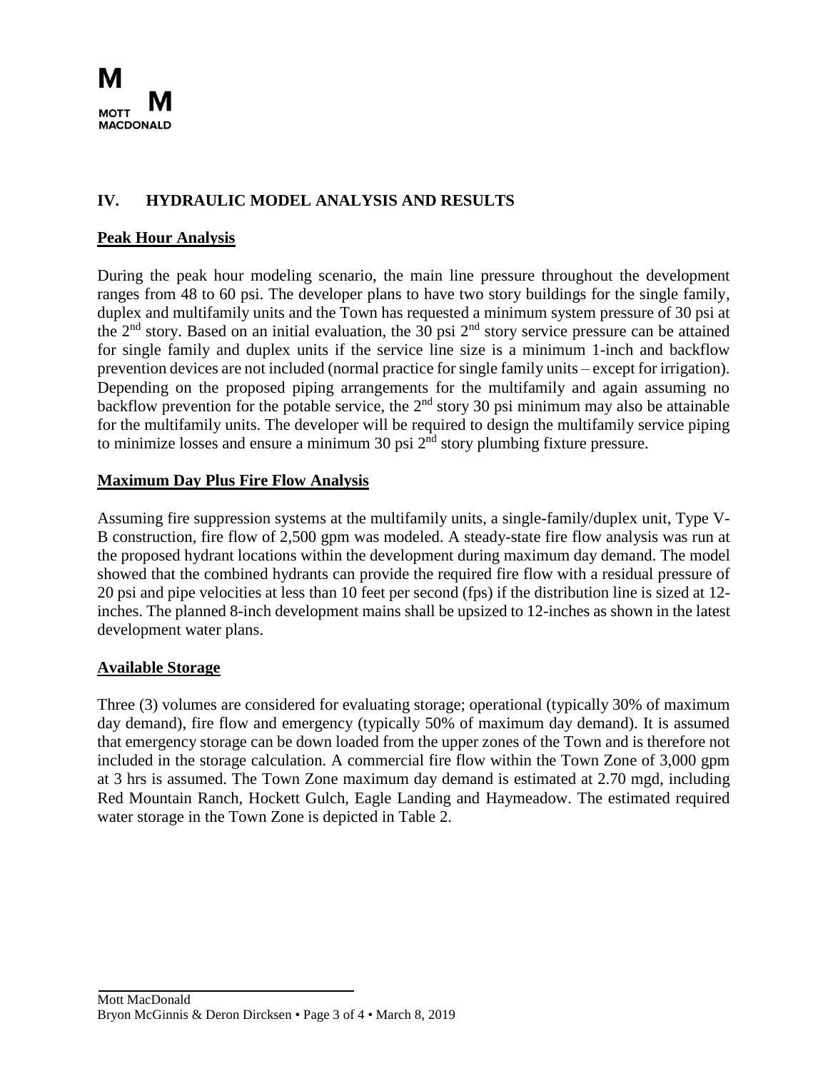## IV. HYDRAULIC MODEL ANALYSIS AND RESULTS

**Peak Hour Analysis**

During the peak hour modeling scenario, the main line pressure throughout the development ranges from 48 to 60 psi. The developer plans to have two story buildings for the single family, duplex and multifamily units and the Town has requested a minimum system pressure of 30 psi at the 2nd story. Based on an initial evaluation, the 30 psi 2nd story service pressure can be attained for single family and duplex units if the service line size is a minimum 1-inch and backflow prevention devices are not included (normal practice for single family units – except for irrigation). Depending on the proposed piping arrangements for the multifamily and again assuming no backflow prevention for the potable service, the 2nd story 30 psi minimum may also be attainable for the multifamily units. The developer will be required to design the multifamily service piping to minimize losses and ensure a minimum 30 psi 2nd story plumbing fixture pressure.

**Maximum Day Plus Fire Flow Analysis**

Assuming fire suppression systems at the multifamily units, a single-family/duplex unit, Type V-B construction, fire flow of 2,500 gpm was modeled. A steady-state fire flow analysis was run at the proposed hydrant locations within the development during maximum day demand. The model showed that the combined hydrants can provide the required fire flow with a residual pressure of 20 psi and pipe velocities at less than 10 feet per second (fps) if the distribution line is sized at 12-inches. The planned 8-inch development mains shall be upsized to 12-inches as shown in the latest development water plans.

**Available Storage**

Three (3) volumes are considered for evaluating storage; operational (typically 30% of maximum day demand), fire flow and emergency (typically 50% of maximum day demand). It is assumed that emergency storage can be down loaded from the upper zones of the Town and is therefore not included in the storage calculation. A commercial fire flow within the Town Zone of 3,000 gpm at 3 hrs is assumed. The Town Zone maximum day demand is estimated at 2.70 mgd, including Red Mountain Ranch, Hockett Gulch, Eagle Landing and Haymeadow. The estimated required water storage in the Town Zone is depicted in Table 2.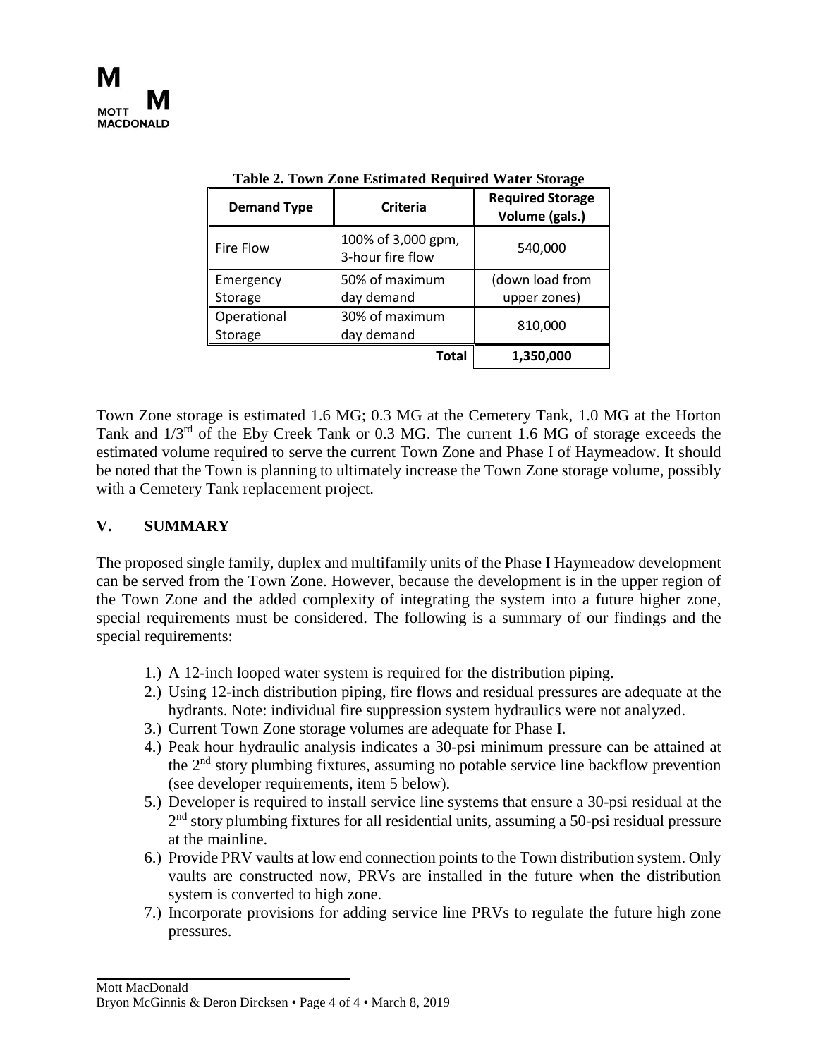**Table 2. Town Zone Estimated Required Water Storage**

| Demand Type | Criteria | Required Storage Volume (gals.) |
|---|---|---|
| Fire Flow | 100% of 3,000 gpm, 3-hour fire flow | 540,000 |
| Emergency Storage | 50% of maximum day demand | (down load from upper zones) |
| Operational Storage | 30% of maximum day demand | 810,000 |
| | **Total** | **1,350,000** |

Town Zone storage is estimated 1.6 MG; 0.3 MG at the Cemetery Tank, 1.0 MG at the Horton Tank and 1/3rd of the Eby Creek Tank or 0.3 MG. The current 1.6 MG of storage exceeds the estimated volume required to serve the current Town Zone and Phase I of Haymeadow. It should be noted that the Town is planning to ultimately increase the Town Zone storage volume, possibly with a Cemetery Tank replacement project.

## V. SUMMARY

The proposed single family, duplex and multifamily units of the Phase I Haymeadow development can be served from the Town Zone. However, because the development is in the upper region of the Town Zone and the added complexity of integrating the system into a future higher zone, special requirements must be considered. The following is a summary of our findings and the special requirements:

1.) A 12-inch looped water system is required for the distribution piping.

2.) Using 12-inch distribution piping, fire flows and residual pressures are adequate at the hydrants. Note: individual fire suppression system hydraulics were not analyzed.

3.) Current Town Zone storage volumes are adequate for Phase I.

4.) Peak hour hydraulic analysis indicates a 30-psi minimum pressure can be attained at the 2nd story plumbing fixtures, assuming no potable service line backflow prevention (see developer requirements, item 5 below).

5.) Developer is required to install service line systems that ensure a 30-psi residual at the 2nd story plumbing fixtures for all residential units, assuming a 50-psi residual pressure at the mainline.

6.) Provide PRV vaults at low end connection points to the Town distribution system. Only vaults are constructed now, PRVs are installed in the future when the distribution system is converted to high zone.

7.) Incorporate provisions for adding service line PRVs to regulate the future high zone pressures.